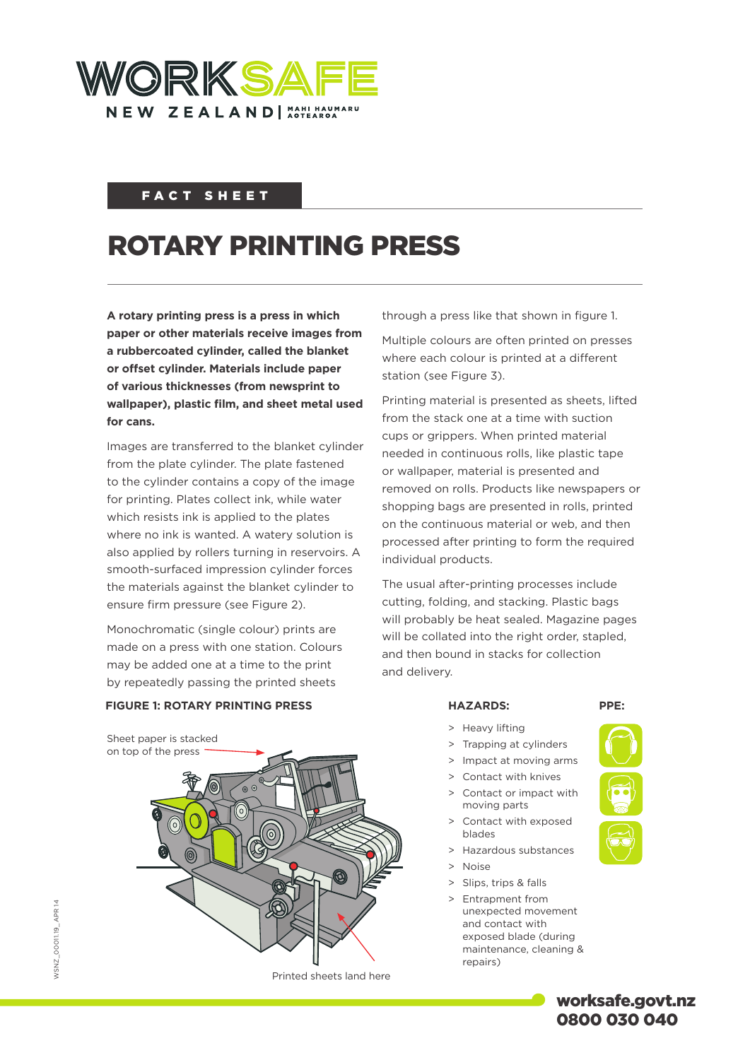FACT SHEET

# ROTARY PRINTING PRESS

**A rotary printing press is a press in which paper or other materials receive images from a rubbercoated cylinder, called the blanket or offset cylinder. Materials include paper of various thicknesses (from newsprint to wallpaper), plastic film, and sheet metal used for cans.**

Images are transferred to the blanket cylinder from the plate cylinder. The plate fastened to the cylinder contains a copy of the image for printing. Plates collect ink, while water which resists ink is applied to the plates where no ink is wanted. A watery solution is also applied by rollers turning in reservoirs. A smooth-surfaced impression cylinder forces the materials against the blanket cylinder to ensure firm pressure (see Figure 2).

Monochromatic (single colour) prints are made on a press with one station. Colours may be added one at a time to the print by repeatedly passing the printed sheets through a press like that shown in figure 1.

Multiple colours are often printed on presses where each colour is printed at a different station (see Figure 3).

Printing material is presented as sheets, lifted from the stack one at a time with suction cups or grippers. When printed material needed in continuous rolls, like plastic tape or wallpaper, material is presented and removed on rolls. Products like newspapers or shopping bags are presented in rolls, printed on the continuous material or web, and then processed after printing to form the required individual products.

The usual after-printing processes include cutting, folding, and stacking. Plastic bags will probably be heat sealed. Magazine pages will be collated into the right order, stapled, and then bound in stacks for collection and delivery.

**FIGURE 1: ROTARY PRINTING PRESS**

Sheet paper is stacked on top of the press

Printed sheets land here

**HAZARDS:**

- Heavy lifting
- Trapping at cylinders
- Impact at moving arms
- Contact with knives
- Contact or impact with moving parts
- Contact with exposed blades
- Hazardous substances
- Noise
- Slips, trips & falls
- Entrapment from unexpected movement and contact with exposed blade (during maintenance, cleaning & repairs)

**PPE:**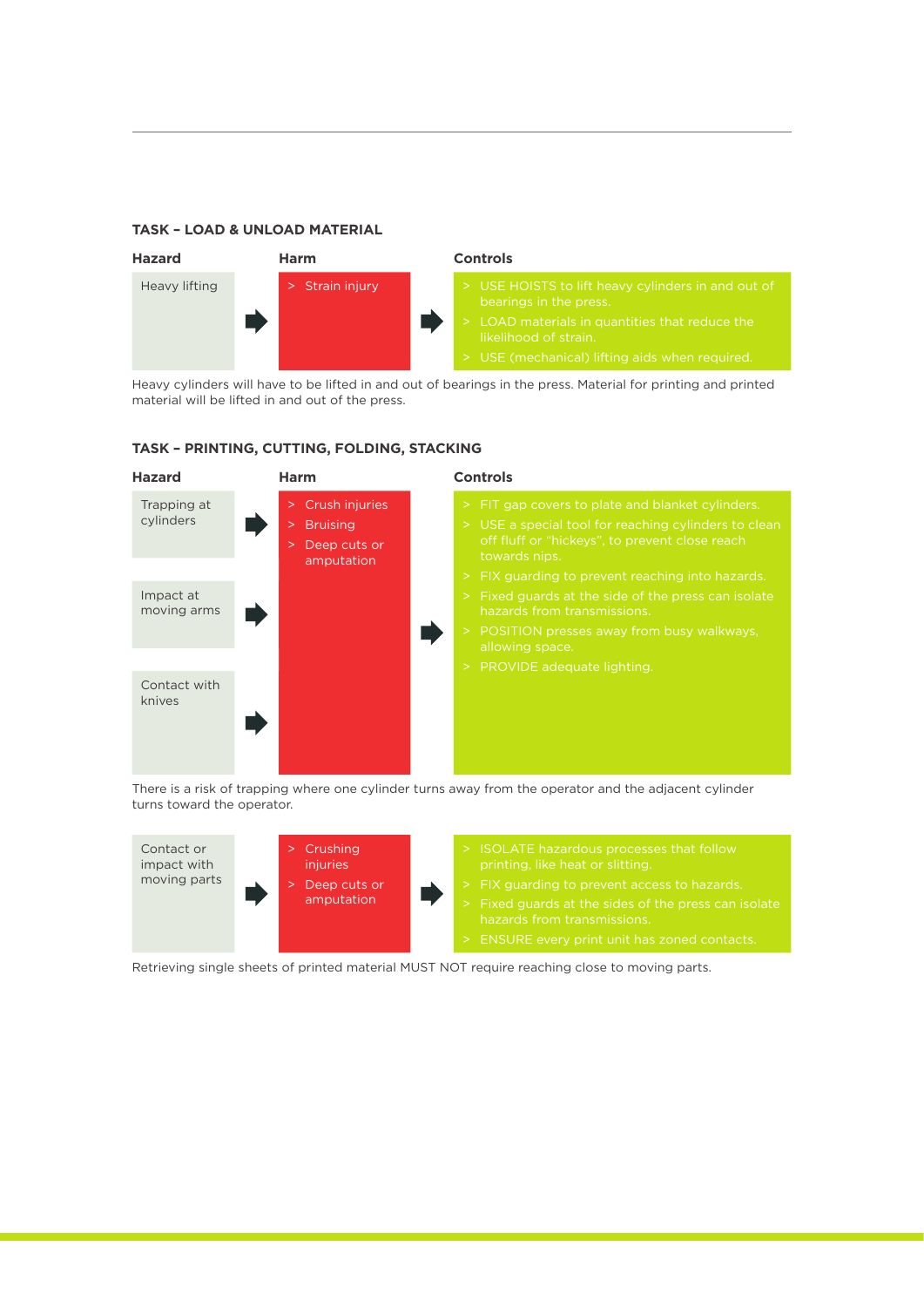### TASK – LOAD & UNLOAD MATERIAL

| Hazard | Harm | Controls |
|---|---|---|
| Heavy lifting | > Strain injury | > USE HOISTS to lift heavy cylinders in and out of bearings in the press.<br>> LOAD materials in quantities that reduce the likelihood of strain.<br>> USE (mechanical) lifting aids when required. |

Heavy cylinders will have to be lifted in and out of bearings in the press. Material for printing and printed material will be lifted in and out of the press.

### TASK – PRINTING, CUTTING, FOLDING, STACKING

| Hazard | Harm | Controls |
|---|---|---|
| Trapping at cylinders<br>Impact at moving arms<br>Contact with knives | > Crush injuries<br>> Bruising<br>> Deep cuts or amputation | > FIT gap covers to plate and blanket cylinders.<br>> USE a special tool for reaching cylinders to clean off fluff or "hickeys", to prevent close reach towards nips.<br>> FIX guarding to prevent reaching into hazards.<br>> Fixed guards at the side of the press can isolate hazards from transmissions.<br>> POSITION presses away from busy walkways, allowing space.<br>> PROVIDE adequate lighting. |

There is a risk of trapping where one cylinder turns away from the operator and the adjacent cylinder turns toward the operator.

| Hazard | Harm | Controls |
|---|---|---|
| Contact or impact with moving parts | > Crushing injuries<br>> Deep cuts or amputation | > ISOLATE hazardous processes that follow printing, like heat or slitting.<br>> FIX guarding to prevent access to hazards.<br>> Fixed guards at the sides of the press can isolate hazards from transmissions.<br>> ENSURE every print unit has zoned contacts. |

Retrieving single sheets of printed material MUST NOT require reaching close to moving parts.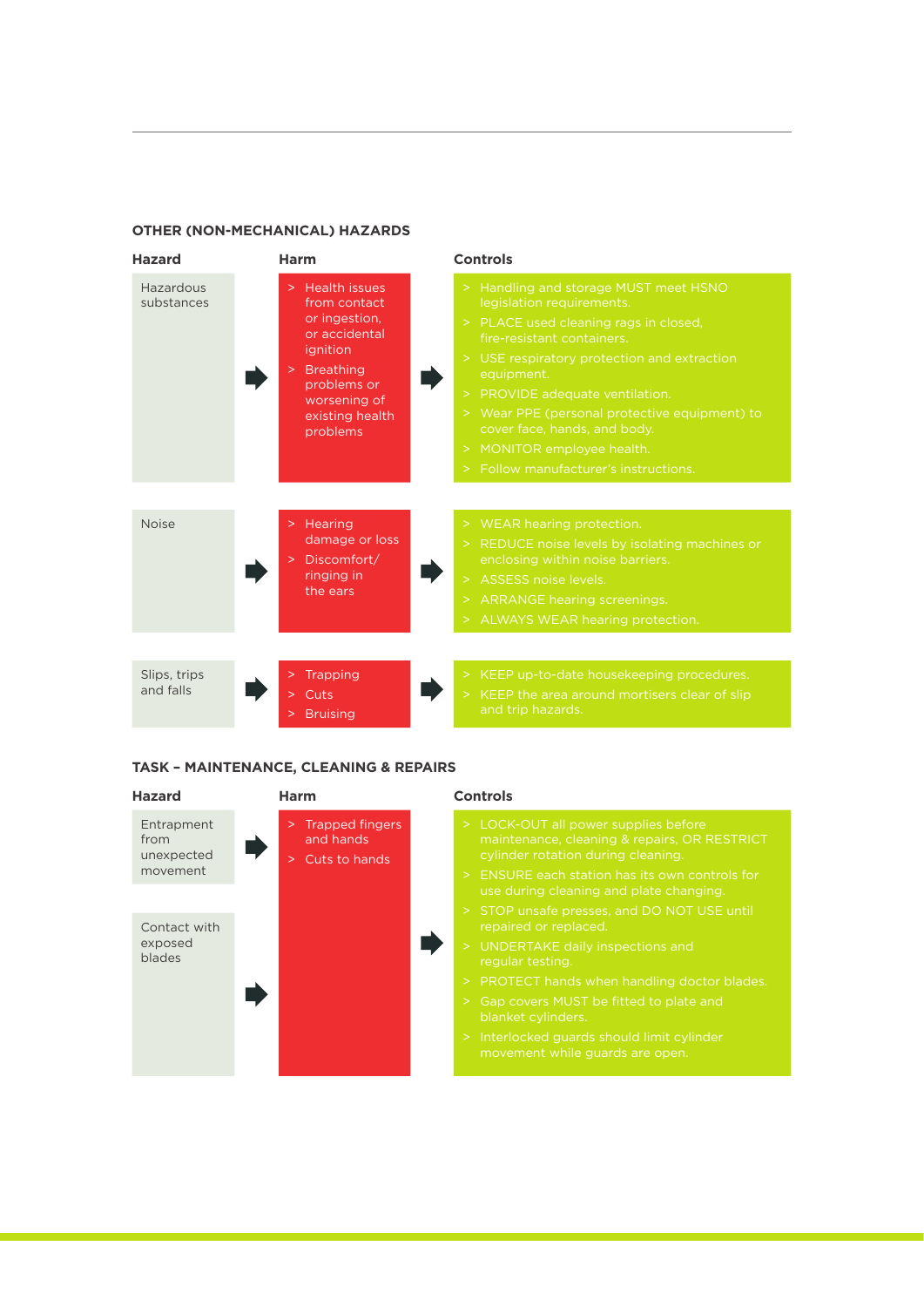## OTHER (NON-MECHANICAL) HAZARDS

| Hazard | Harm | Controls |
|---|---|---|
| Hazardous substances | > Health issues from contact or ingestion, or accidental ignition<br>> Breathing problems or worsening of existing health problems | > Handling and storage MUST meet HSNO legislation requirements.<br>> PLACE used cleaning rags in closed, fire-resistant containers.<br>> USE respiratory protection and extraction equipment.<br>> PROVIDE adequate ventilation.<br>> Wear PPE (personal protective equipment) to cover face, hands, and body.<br>> MONITOR employee health.<br>> Follow manufacturer's instructions. |
| Noise | > Hearing damage or loss<br>> Discomfort/ ringing in the ears | > WEAR hearing protection.<br>> REDUCE noise levels by isolating machines or enclosing within noise barriers.<br>> ASSESS noise levels.<br>> ARRANGE hearing screenings.<br>> ALWAYS WEAR hearing protection. |
| Slips, trips and falls | > Trapping<br>> Cuts<br>> Bruising | > KEEP up-to-date housekeeping procedures.<br>> KEEP the area around mortisers clear of slip and trip hazards. |

## TASK – MAINTENANCE, CLEANING & REPAIRS

| Hazard | Harm | Controls |
|---|---|---|
| Entrapment from unexpected movement<br><br>Contact with exposed blades | > Trapped fingers and hands<br>> Cuts to hands | > LOCK-OUT all power supplies before maintenance, cleaning & repairs, OR RESTRICT cylinder rotation during cleaning.<br>> ENSURE each station has its own controls for use during cleaning and plate changing.<br>> STOP unsafe presses, and DO NOT USE until repaired or replaced.<br>> UNDERTAKE daily inspections and regular testing.<br>> PROTECT hands when handling doctor blades.<br>> Gap covers MUST be fitted to plate and blanket cylinders.<br>> Interlocked guards should limit cylinder movement while guards are open. |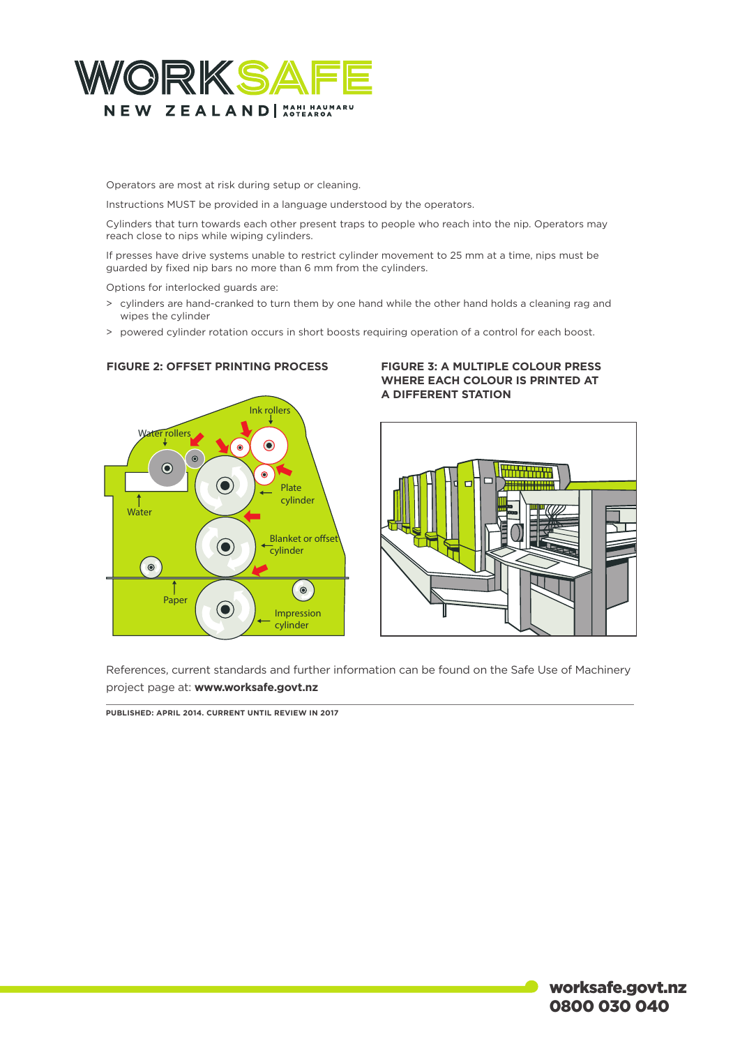Operators are most at risk during setup or cleaning.

Instructions MUST be provided in a language understood by the operators.

Cylinders that turn towards each other present traps to people who reach into the nip. Operators may reach close to nips while wiping cylinders.

If presses have drive systems unable to restrict cylinder movement to 25 mm at a time, nips must be guarded by fixed nip bars no more than 6 mm from the cylinders.

Options for interlocked guards are:

> cylinders are hand-cranked to turn them by one hand while the other hand holds a cleaning rag and wipes the cylinder

> powered cylinder rotation occurs in short boosts requiring operation of a control for each boost.

**FIGURE 2: OFFSET PRINTING PROCESS**

Ink rollers

Water rollers

Plate cylinder

Water

Blanket or offset cylinder

Paper

Impression cylinder

**FIGURE 3: A MULTIPLE COLOUR PRESS WHERE EACH COLOUR IS PRINTED AT A DIFFERENT STATION**

References, current standards and further information can be found on the Safe Use of Machinery project page at: **www.worksafe.govt.nz**

**PUBLISHED: APRIL 2014. CURRENT UNTIL REVIEW IN 2017**